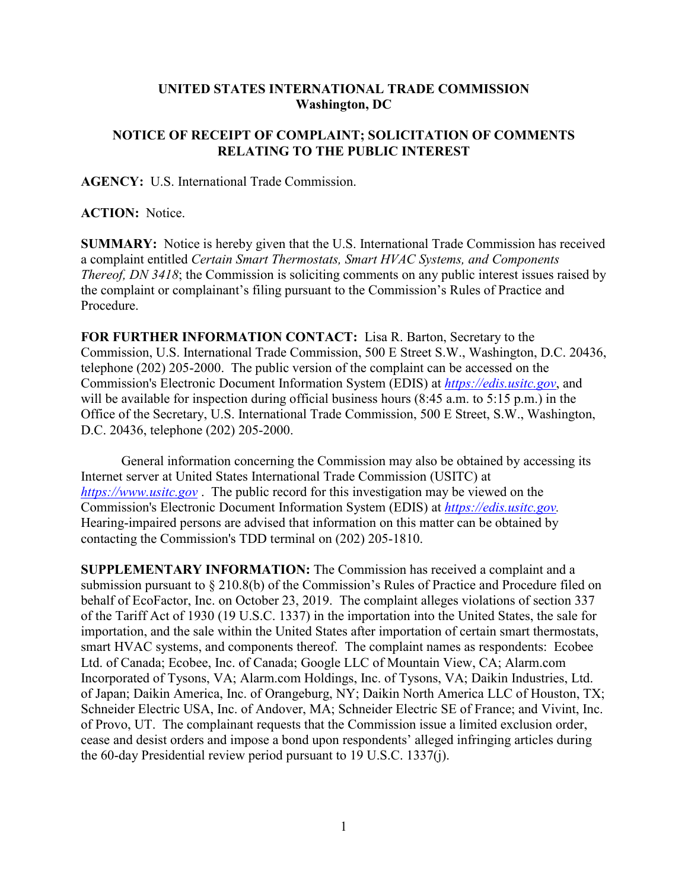**UNITED STATES INTERNATIONAL TRADE COMMISSION**
**Washington, DC**

**NOTICE OF RECEIPT OF COMPLAINT; SOLICITATION OF COMMENTS RELATING TO THE PUBLIC INTEREST**

**AGENCY:** U.S. International Trade Commission.

**ACTION:** Notice.

**SUMMARY:** Notice is hereby given that the U.S. International Trade Commission has received a complaint entitled *Certain Smart Thermostats, Smart HVAC Systems, and Components Thereof, DN 3418*; the Commission is soliciting comments on any public interest issues raised by the complaint or complainant's filing pursuant to the Commission's Rules of Practice and Procedure.

**FOR FURTHER INFORMATION CONTACT:** Lisa R. Barton, Secretary to the Commission, U.S. International Trade Commission, 500 E Street S.W., Washington, D.C. 20436, telephone (202) 205-2000. The public version of the complaint can be accessed on the Commission's Electronic Document Information System (EDIS) at *https://edis.usitc.gov*, and will be available for inspection during official business hours (8:45 a.m. to 5:15 p.m.) in the Office of the Secretary, U.S. International Trade Commission, 500 E Street, S.W., Washington, D.C. 20436, telephone (202) 205-2000.

General information concerning the Commission may also be obtained by accessing its Internet server at United States International Trade Commission (USITC) at *https://www.usitc.gov* . The public record for this investigation may be viewed on the Commission's Electronic Document Information System (EDIS) at *https://edis.usitc.gov.* Hearing-impaired persons are advised that information on this matter can be obtained by contacting the Commission's TDD terminal on (202) 205-1810.

**SUPPLEMENTARY INFORMATION:** The Commission has received a complaint and a submission pursuant to § 210.8(b) of the Commission's Rules of Practice and Procedure filed on behalf of EcoFactor, Inc. on October 23, 2019. The complaint alleges violations of section 337 of the Tariff Act of 1930 (19 U.S.C. 1337) in the importation into the United States, the sale for importation, and the sale within the United States after importation of certain smart thermostats, smart HVAC systems, and components thereof. The complaint names as respondents: Ecobee Ltd. of Canada; Ecobee, Inc. of Canada; Google LLC of Mountain View, CA; Alarm.com Incorporated of Tysons, VA; Alarm.com Holdings, Inc. of Tysons, VA; Daikin Industries, Ltd. of Japan; Daikin America, Inc. of Orangeburg, NY; Daikin North America LLC of Houston, TX; Schneider Electric USA, Inc. of Andover, MA; Schneider Electric SE of France; and Vivint, Inc. of Provo, UT. The complainant requests that the Commission issue a limited exclusion order, cease and desist orders and impose a bond upon respondents' alleged infringing articles during the 60-day Presidential review period pursuant to 19 U.S.C. 1337(j).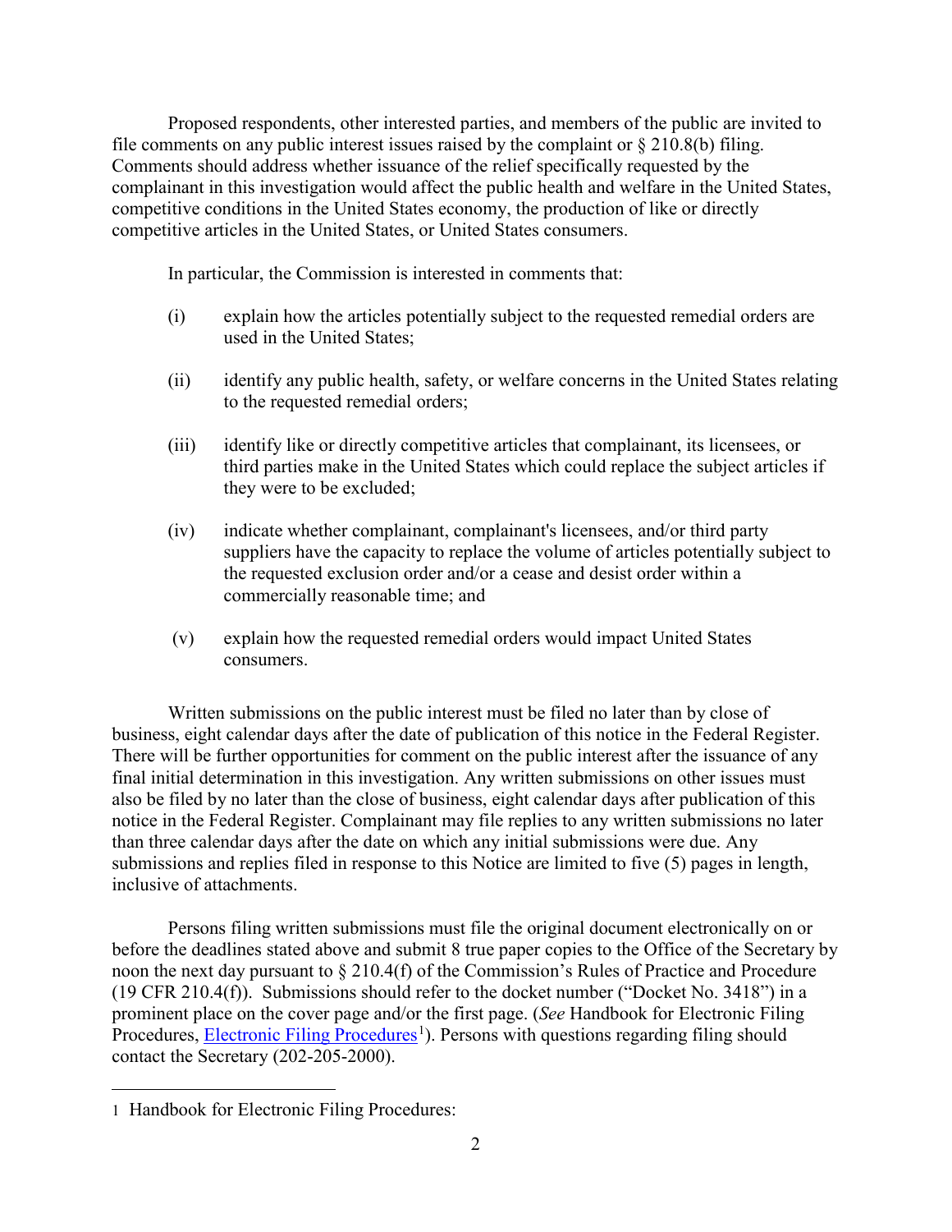Proposed respondents, other interested parties, and members of the public are invited to file comments on any public interest issues raised by the complaint or § 210.8(b) filing. Comments should address whether issuance of the relief specifically requested by the complainant in this investigation would affect the public health and welfare in the United States, competitive conditions in the United States economy, the production of like or directly competitive articles in the United States, or United States consumers.

In particular, the Commission is interested in comments that:

(i) explain how the articles potentially subject to the requested remedial orders are used in the United States;

(ii) identify any public health, safety, or welfare concerns in the United States relating to the requested remedial orders;

(iii) identify like or directly competitive articles that complainant, its licensees, or third parties make in the United States which could replace the subject articles if they were to be excluded;

(iv) indicate whether complainant, complainant's licensees, and/or third party suppliers have the capacity to replace the volume of articles potentially subject to the requested exclusion order and/or a cease and desist order within a commercially reasonable time; and

(v) explain how the requested remedial orders would impact United States consumers.

Written submissions on the public interest must be filed no later than by close of business, eight calendar days after the date of publication of this notice in the Federal Register. There will be further opportunities for comment on the public interest after the issuance of any final initial determination in this investigation. Any written submissions on other issues must also be filed by no later than the close of business, eight calendar days after publication of this notice in the Federal Register. Complainant may file replies to any written submissions no later than three calendar days after the date on which any initial submissions were due. Any submissions and replies filed in response to this Notice are limited to five (5) pages in length, inclusive of attachments.

Persons filing written submissions must file the original document electronically on or before the deadlines stated above and submit 8 true paper copies to the Office of the Secretary by noon the next day pursuant to § 210.4(f) of the Commission's Rules of Practice and Procedure (19 CFR 210.4(f)). Submissions should refer to the docket number ("Docket No. 3418") in a prominent place on the cover page and/or the first page. (*See* Handbook for Electronic Filing Procedures, Electronic Filing Procedures[1]). Persons with questions regarding filing should contact the Secretary (202-205-2000).

---

1 Handbook for Electronic Filing Procedures: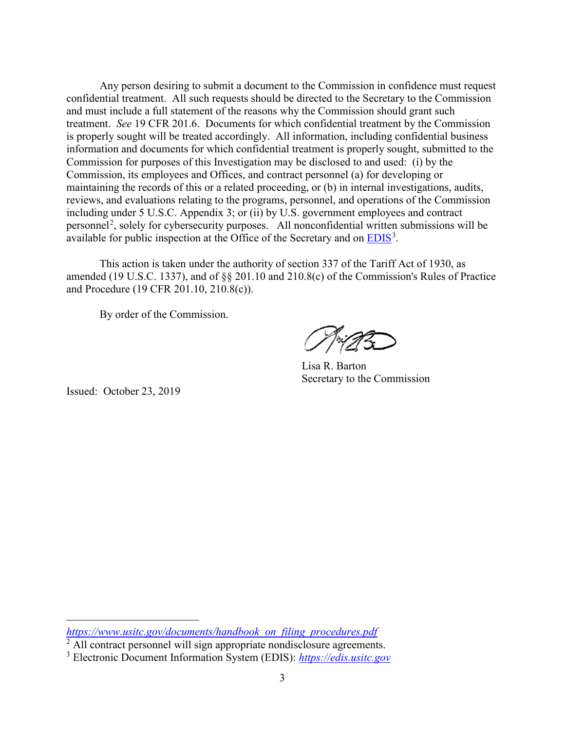Any person desiring to submit a document to the Commission in confidence must request confidential treatment. All such requests should be directed to the Secretary to the Commission and must include a full statement of the reasons why the Commission should grant such treatment. *See* 19 CFR 201.6. Documents for which confidential treatment by the Commission is properly sought will be treated accordingly. All information, including confidential business information and documents for which confidential treatment is properly sought, submitted to the Commission for purposes of this Investigation may be disclosed to and used: (i) by the Commission, its employees and Offices, and contract personnel (a) for developing or maintaining the records of this or a related proceeding, or (b) in internal investigations, audits, reviews, and evaluations relating to the programs, personnel, and operations of the Commission including under 5 U.S.C. Appendix 3; or (ii) by U.S. government employees and contract personnel[2], solely for cybersecurity purposes. All nonconfidential written submissions will be available for public inspection at the Office of the Secretary and on EDIS[3].

This action is taken under the authority of section 337 of the Tariff Act of 1930, as amended (19 U.S.C. 1337), and of §§ 201.10 and 210.8(c) of the Commission's Rules of Practice and Procedure (19 CFR 201.10, 210.8(c)).

By order of the Commission.

Lisa R. Barton
Secretary to the Commission

Issued: October 23, 2019

---

*https://www.usitc.gov/documents/handbook_on_filing_procedures.pdf*

[2] All contract personnel will sign appropriate nondisclosure agreements.

[3] Electronic Document Information System (EDIS): *https://edis.usitc.gov*